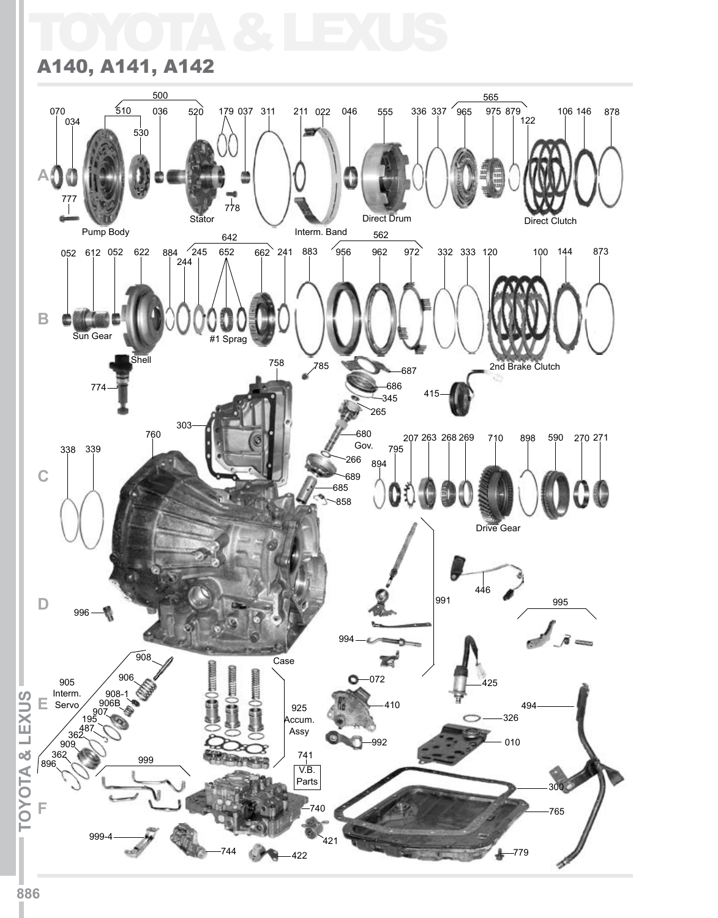# TOYOTA & LEXUS

## A140, A141, A142

A

500
070
034
510
530
036
520
179 037 311
211 022 046
555
336 337
565
965
975 879
122
106 146
878
777
778
Pump Body
Stator
Interm. Band
Direct Drum
Direct Clutch

B

642
562
052 612 052 622
884
244
245 652
662 241
883
956
962
972
332 333 120
100
144
873
Sun Gear
#1 Sprag
Shell
2nd Brake Clutch

C

774
758
785
687
686
345
265
415
303
760
680
Gov.
266
689
685
858
338 339
795
894
207 263 268 269
710
898
590
270 271
Drive Gear

D

996
991
446
995
994

E

908
906
905
Interm.
Servo
908-1
906B
907
195
487
362
909
362
896
Case
925
Accum.
Assy
072
410
992
425
326
010
494

F

999
999-4
744
741
V.B.
Parts
740
421
422
300
765
779

TOYOTA & LEXUS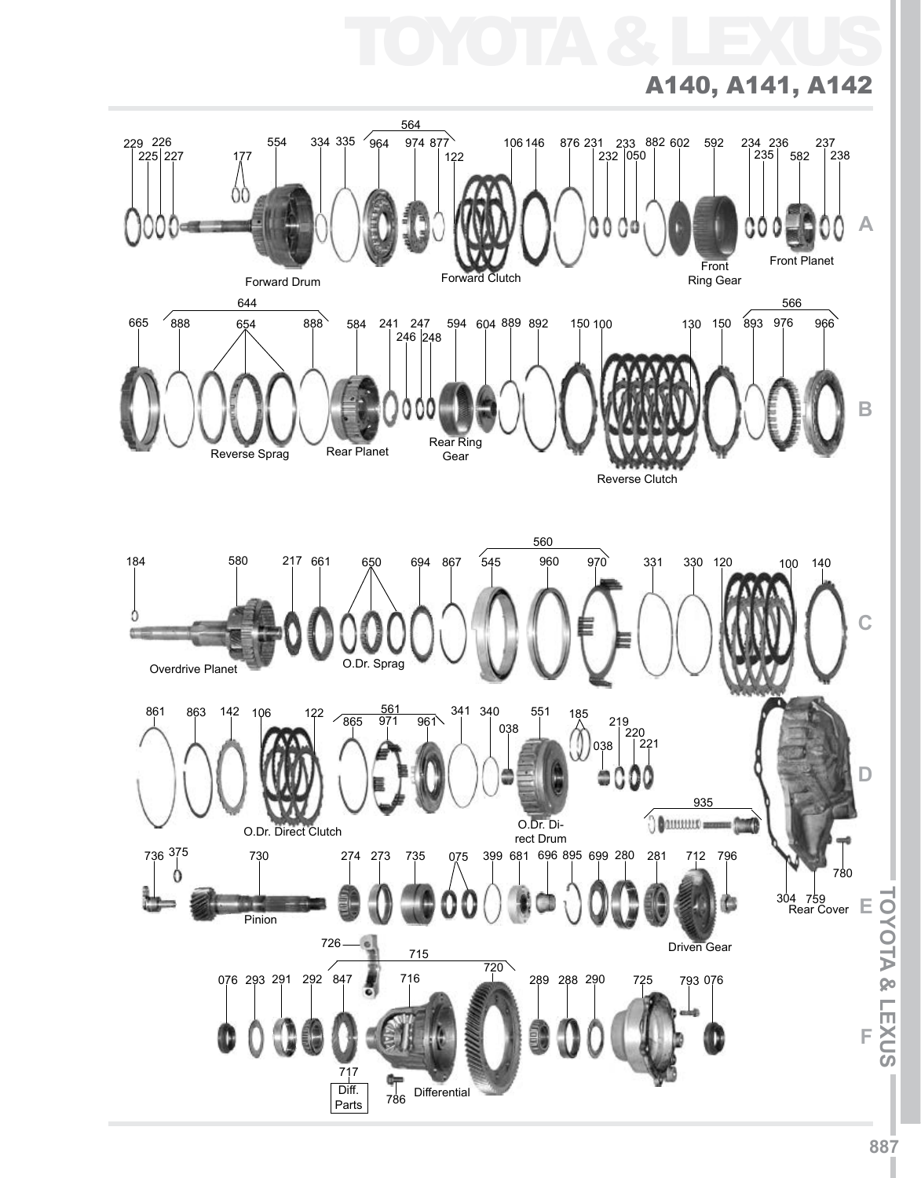# TOYOTA & LEXUS

## A140, A141, A142

229 225 226 227 177 554 334 335 564 964 974 877 122 106 146 876 231 232 233 050 882 602 592 234 235 236 582 237 238

Forward Drum

Forward Clutch

Front Ring Gear

Front Planet

A

665 644 888 654 888 584 241 246 247 248 594 604 889 892 150 100 130 150 566 893 976 966

Reverse Sprag

Rear Planet

Rear Ring Gear

Reverse Clutch

B

184 580 217 661 650 694 867 560 545 960 970 331 330 120 100 140

Overdrive Planet

O.Dr. Sprag

C

861 863 142 106 122 561 865 971 961 341 340 038 551 185 038 219 220 221 935

O.Dr. Direct Clutch

O.Dr. Direct Drum

D

736 375 730 274 273 735 075 399 681 696 895 699 280 281 712 796 780 304 759

Pinion

Driven Gear

Rear Cover

E

726 715 076 293 291 292 847 716 720 289 288 290 725 793 076 717 786

Diff. Parts

Differential

F